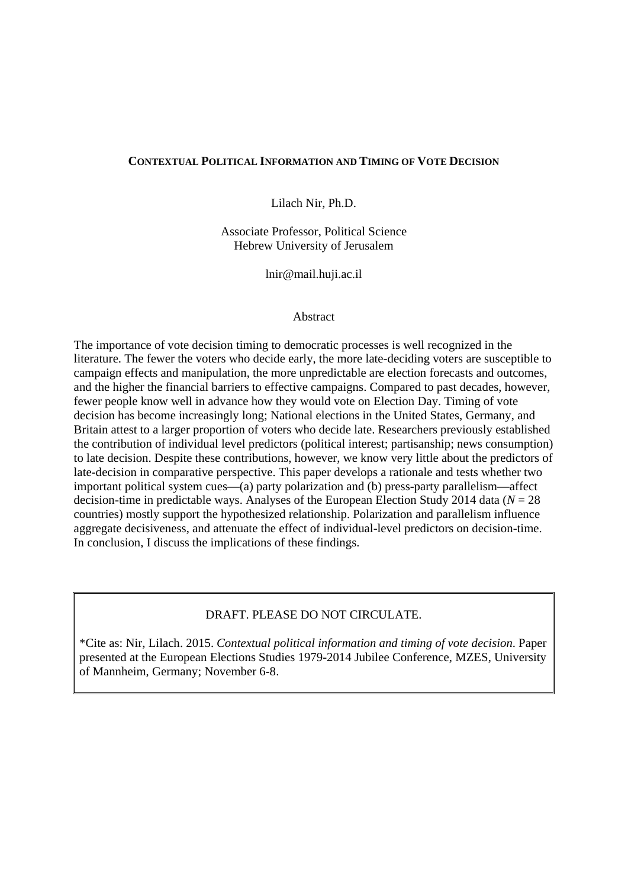# Contextual Political Information and Timing of Vote Decision

Lilach Nir, Ph.D.

Associate Professor, Political Science
Hebrew University of Jerusalem

lnir@mail.huji.ac.il

## Abstract

The importance of vote decision timing to democratic processes is well recognized in the literature. The fewer the voters who decide early, the more late-deciding voters are susceptible to campaign effects and manipulation, the more unpredictable are election forecasts and outcomes, and the higher the financial barriers to effective campaigns. Compared to past decades, however, fewer people know well in advance how they would vote on Election Day. Timing of vote decision has become increasingly long; National elections in the United States, Germany, and Britain attest to a larger proportion of voters who decide late. Researchers previously established the contribution of individual level predictors (political interest; partisanship; news consumption) to late decision. Despite these contributions, however, we know very little about the predictors of late-decision in comparative perspective. This paper develops a rationale and tests whether two important political system cues—(a) party polarization and (b) press-party parallelism—affect decision-time in predictable ways. Analyses of the European Election Study 2014 data ($N$ = 28 countries) mostly support the hypothesized relationship. Polarization and parallelism influence aggregate decisiveness, and attenuate the effect of individual-level predictors on decision-time. In conclusion, I discuss the implications of these findings.

DRAFT. PLEASE DO NOT CIRCULATE.

*Cite as: Nir, Lilach. 2015. *Contextual political information and timing of vote decision*. Paper presented at the European Elections Studies 1979-2014 Jubilee Conference, MZES, University of Mannheim, Germany; November 6-8.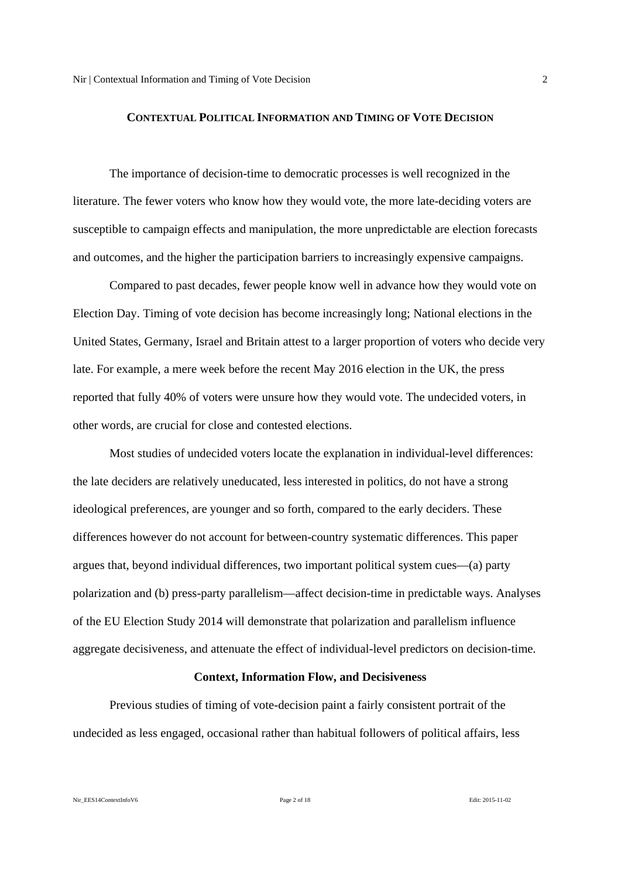## CONTEXTUAL POLITICAL INFORMATION AND TIMING OF VOTE DECISION

The importance of decision-time to democratic processes is well recognized in the literature. The fewer voters who know how they would vote, the more late-deciding voters are susceptible to campaign effects and manipulation, the more unpredictable are election forecasts and outcomes, and the higher the participation barriers to increasingly expensive campaigns.

Compared to past decades, fewer people know well in advance how they would vote on Election Day. Timing of vote decision has become increasingly long; National elections in the United States, Germany, Israel and Britain attest to a larger proportion of voters who decide very late. For example, a mere week before the recent May 2016 election in the UK, the press reported that fully 40% of voters were unsure how they would vote. The undecided voters, in other words, are crucial for close and contested elections.

Most studies of undecided voters locate the explanation in individual-level differences: the late deciders are relatively uneducated, less interested in politics, do not have a strong ideological preferences, are younger and so forth, compared to the early deciders. These differences however do not account for between-country systematic differences. This paper argues that, beyond individual differences, two important political system cues—(a) party polarization and (b) press-party parallelism—affect decision-time in predictable ways. Analyses of the EU Election Study 2014 will demonstrate that polarization and parallelism influence aggregate decisiveness, and attenuate the effect of individual-level predictors on decision-time.

### Context, Information Flow, and Decisiveness

Previous studies of timing of vote-decision paint a fairly consistent portrait of the undecided as less engaged, occasional rather than habitual followers of political affairs, less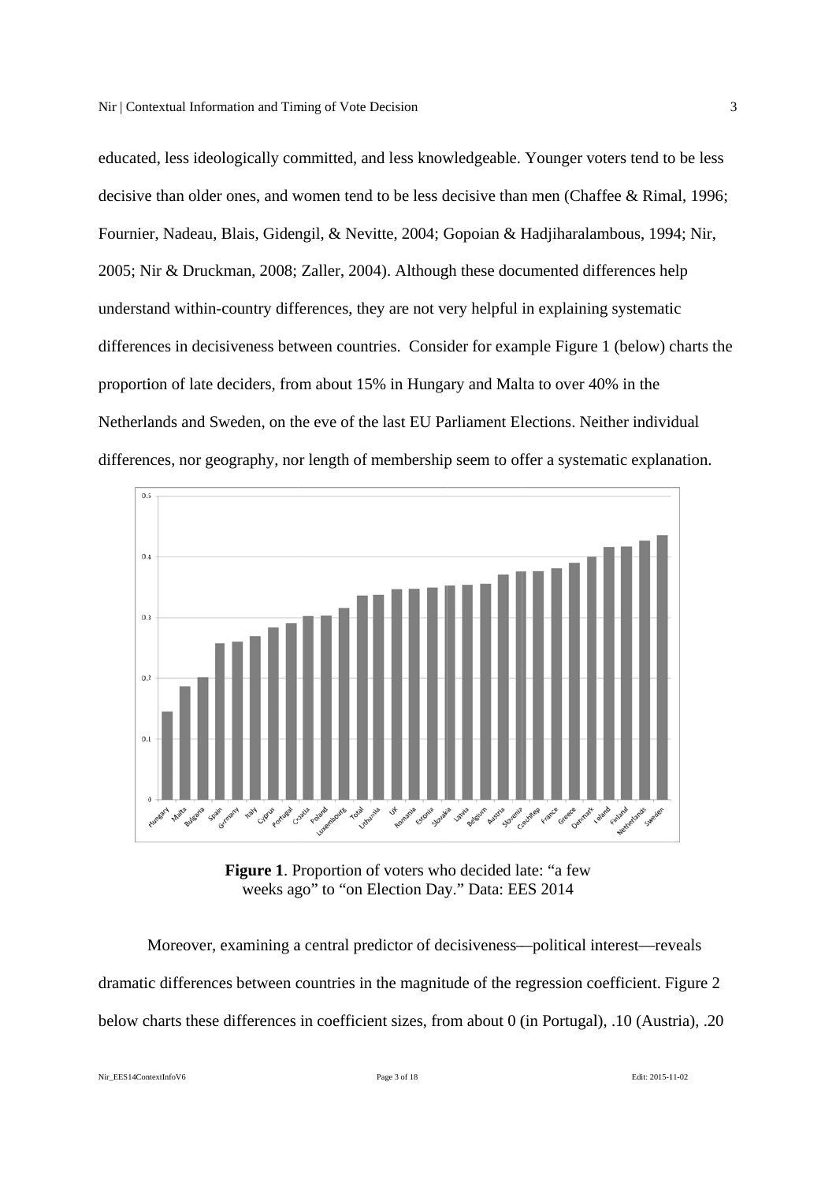educated, less ideologically committed, and less knowledgeable. Younger voters tend to be less decisive than older ones, and women tend to be less decisive than men (Chaffee & Rimal, 1996; Fournier, Nadeau, Blais, Gidengil, & Nevitte, 2004; Gopoian & Hadjiharalambous, 1994; Nir, 2005; Nir & Druckman, 2008; Zaller, 2004). Although these documented differences help understand within-country differences, they are not very helpful in explaining systematic differences in decisiveness between countries. Consider for example Figure 1 (below) charts the proportion of late deciders, from about 15% in Hungary and Malta to over 40% in the Netherlands and Sweden, on the eve of the last EU Parliament Elections. Neither individual differences, nor geography, nor length of membership seem to offer a systematic explanation.

**Figure 1**. Proportion of voters who decided late: "a few weeks ago" to "on Election Day." Data: EES 2014

Moreover, examining a central predictor of decisiveness—political interest—reveals dramatic differences between countries in the magnitude of the regression coefficient. Figure 2 below charts these differences in coefficient sizes, from about 0 (in Portugal), .10 (Austria), .20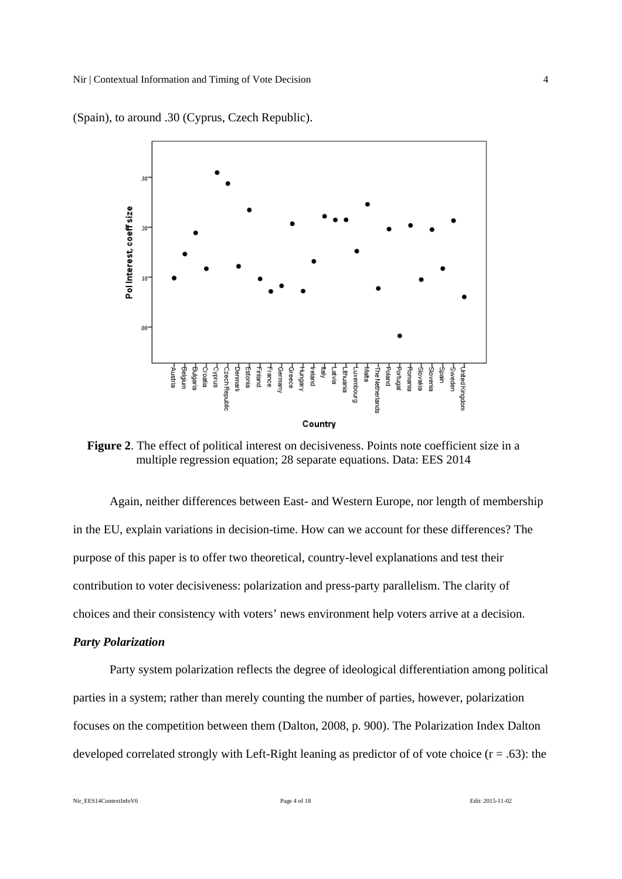(Spain), to around .30 (Cyprus, Czech Republic).

**Figure 2**. The effect of political interest on decisiveness. Points note coefficient size in a multiple regression equation; 28 separate equations. Data: EES 2014

Again, neither differences between East- and Western Europe, nor length of membership in the EU, explain variations in decision-time. How can we account for these differences? The purpose of this paper is to offer two theoretical, country-level explanations and test their contribution to voter decisiveness: polarization and press-party parallelism. The clarity of choices and their consistency with voters' news environment help voters arrive at a decision.

***Party Polarization***

Party system polarization reflects the degree of ideological differentiation among political parties in a system; rather than merely counting the number of parties, however, polarization focuses on the competition between them (Dalton, 2008, p. 900). The Polarization Index Dalton developed correlated strongly with Left-Right leaning as predictor of of vote choice ($r = .63$): the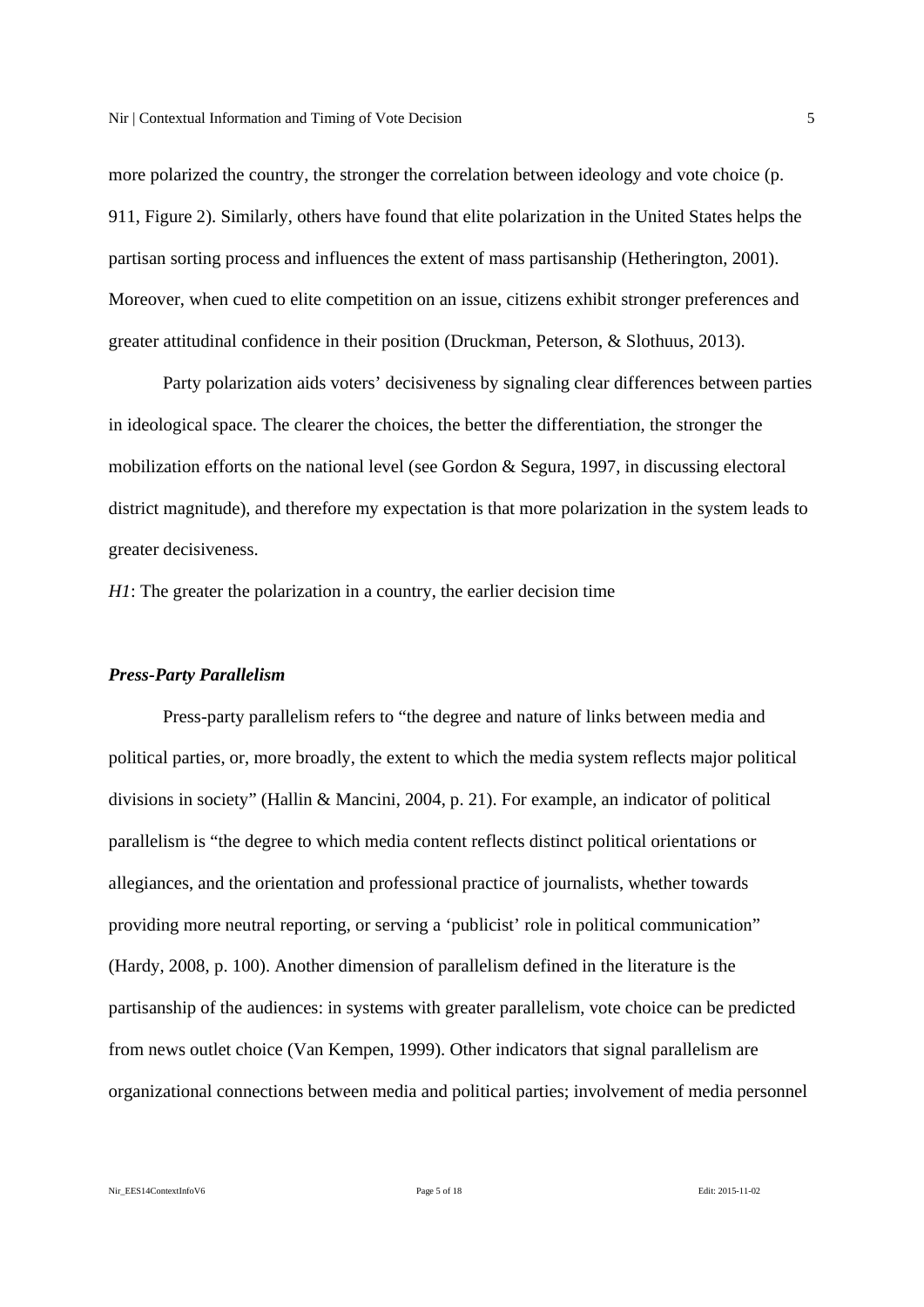more polarized the country, the stronger the correlation between ideology and vote choice (p. 911, Figure 2). Similarly, others have found that elite polarization in the United States helps the partisan sorting process and influences the extent of mass partisanship (Hetherington, 2001). Moreover, when cued to elite competition on an issue, citizens exhibit stronger preferences and greater attitudinal confidence in their position (Druckman, Peterson, & Slothuus, 2013).

Party polarization aids voters' decisiveness by signaling clear differences between parties in ideological space. The clearer the choices, the better the differentiation, the stronger the mobilization efforts on the national level (see Gordon & Segura, 1997, in discussing electoral district magnitude), and therefore my expectation is that more polarization in the system leads to greater decisiveness.

*H1*: The greater the polarization in a country, the earlier decision time

### *Press-Party Parallelism*

Press-party parallelism refers to "the degree and nature of links between media and political parties, or, more broadly, the extent to which the media system reflects major political divisions in society" (Hallin & Mancini, 2004, p. 21). For example, an indicator of political parallelism is "the degree to which media content reflects distinct political orientations or allegiances, and the orientation and professional practice of journalists, whether towards providing more neutral reporting, or serving a 'publicist' role in political communication" (Hardy, 2008, p. 100). Another dimension of parallelism defined in the literature is the partisanship of the audiences: in systems with greater parallelism, vote choice can be predicted from news outlet choice (Van Kempen, 1999). Other indicators that signal parallelism are organizational connections between media and political parties; involvement of media personnel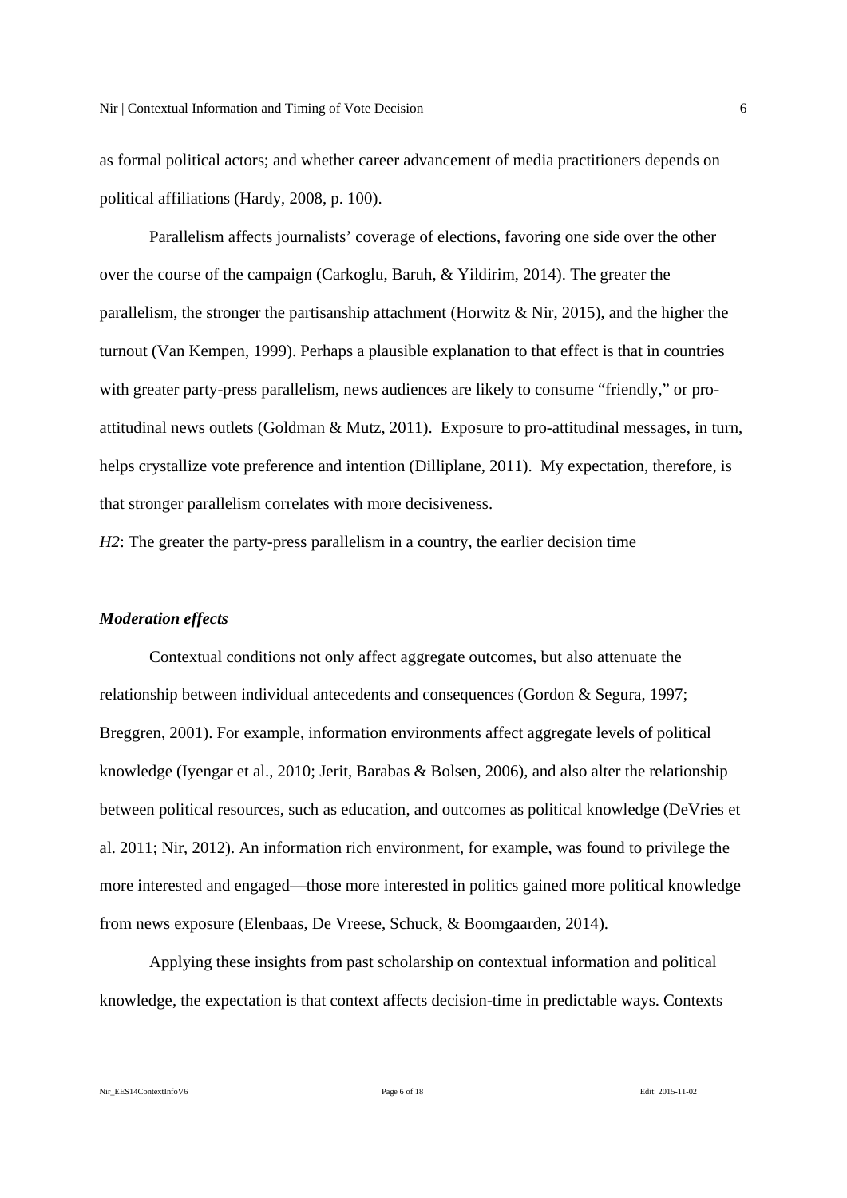as formal political actors; and whether career advancement of media practitioners depends on political affiliations (Hardy, 2008, p. 100).

Parallelism affects journalists' coverage of elections, favoring one side over the other over the course of the campaign (Carkoglu, Baruh, & Yildirim, 2014). The greater the parallelism, the stronger the partisanship attachment (Horwitz & Nir, 2015), and the higher the turnout (Van Kempen, 1999). Perhaps a plausible explanation to that effect is that in countries with greater party-press parallelism, news audiences are likely to consume "friendly," or pro-attitudinal news outlets (Goldman & Mutz, 2011). Exposure to pro-attitudinal messages, in turn, helps crystallize vote preference and intention (Dilliplane, 2011). My expectation, therefore, is that stronger parallelism correlates with more decisiveness.

*H2*: The greater the party-press parallelism in a country, the earlier decision time

### *Moderation effects*

Contextual conditions not only affect aggregate outcomes, but also attenuate the relationship between individual antecedents and consequences (Gordon & Segura, 1997; Breggren, 2001). For example, information environments affect aggregate levels of political knowledge (Iyengar et al., 2010; Jerit, Barabas & Bolsen, 2006), and also alter the relationship between political resources, such as education, and outcomes as political knowledge (DeVries et al. 2011; Nir, 2012). An information rich environment, for example, was found to privilege the more interested and engaged—those more interested in politics gained more political knowledge from news exposure (Elenbaas, De Vreese, Schuck, & Boomgaarden, 2014).

Applying these insights from past scholarship on contextual information and political knowledge, the expectation is that context affects decision-time in predictable ways. Contexts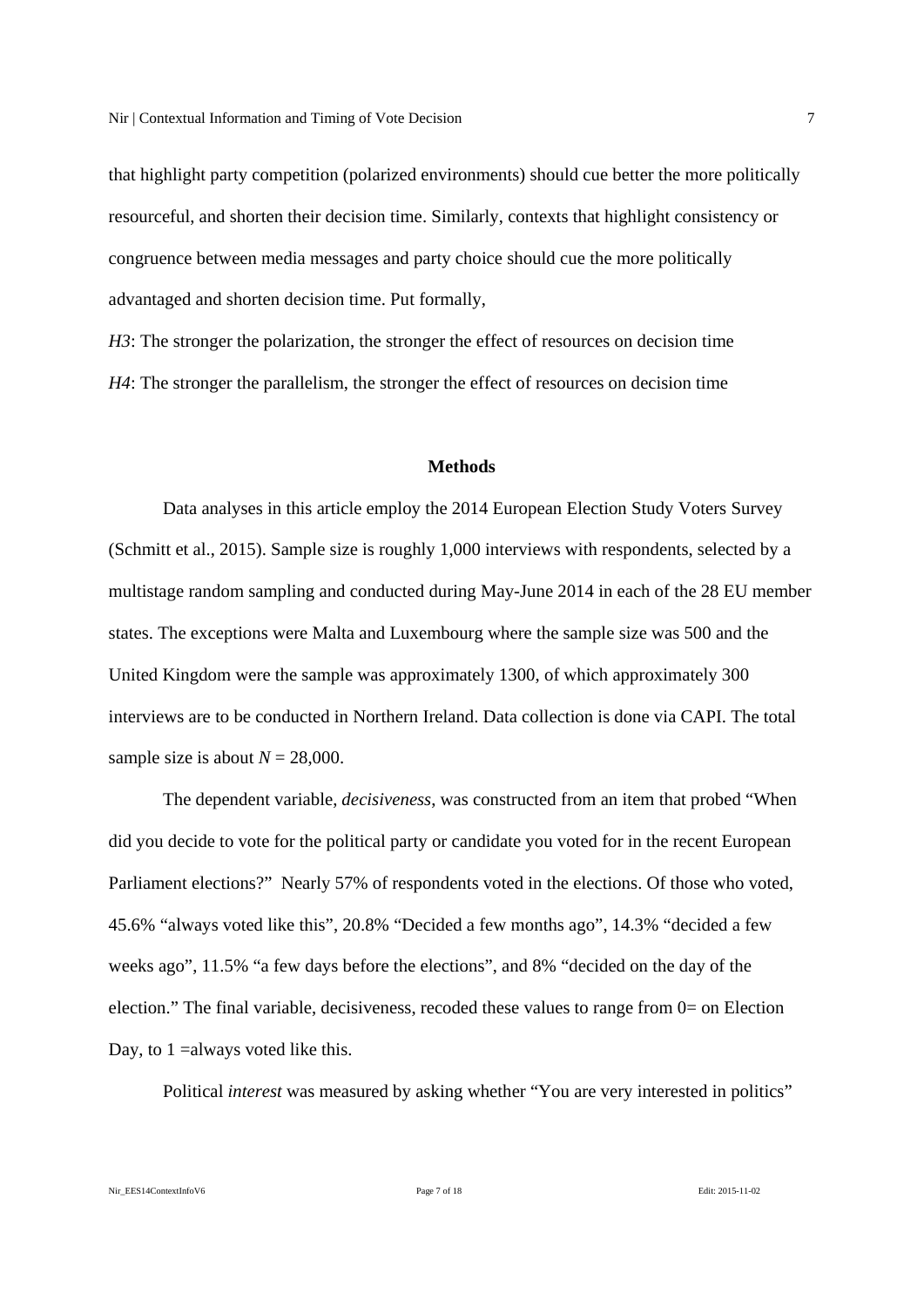that highlight party competition (polarized environments) should cue better the more politically resourceful, and shorten their decision time. Similarly, contexts that highlight consistency or congruence between media messages and party choice should cue the more politically advantaged and shorten decision time. Put formally,

*H3*: The stronger the polarization, the stronger the effect of resources on decision time

*H4*: The stronger the parallelism, the stronger the effect of resources on decision time

## Methods

Data analyses in this article employ the 2014 European Election Study Voters Survey (Schmitt et al., 2015). Sample size is roughly 1,000 interviews with respondents, selected by a multistage random sampling and conducted during May-June 2014 in each of the 28 EU member states. The exceptions were Malta and Luxembourg where the sample size was 500 and the United Kingdom were the sample was approximately 1300, of which approximately 300 interviews are to be conducted in Northern Ireland. Data collection is done via CAPI. The total sample size is about $N = 28,000$.

The dependent variable, *decisiveness*, was constructed from an item that probed "When did you decide to vote for the political party or candidate you voted for in the recent European Parliament elections?" Nearly 57% of respondents voted in the elections. Of those who voted, 45.6% "always voted like this", 20.8% "Decided a few months ago", 14.3% "decided a few weeks ago", 11.5% "a few days before the elections", and 8% "decided on the day of the election." The final variable, decisiveness, recoded these values to range from 0= on Election Day, to 1 =always voted like this.

Political *interest* was measured by asking whether "You are very interested in politics"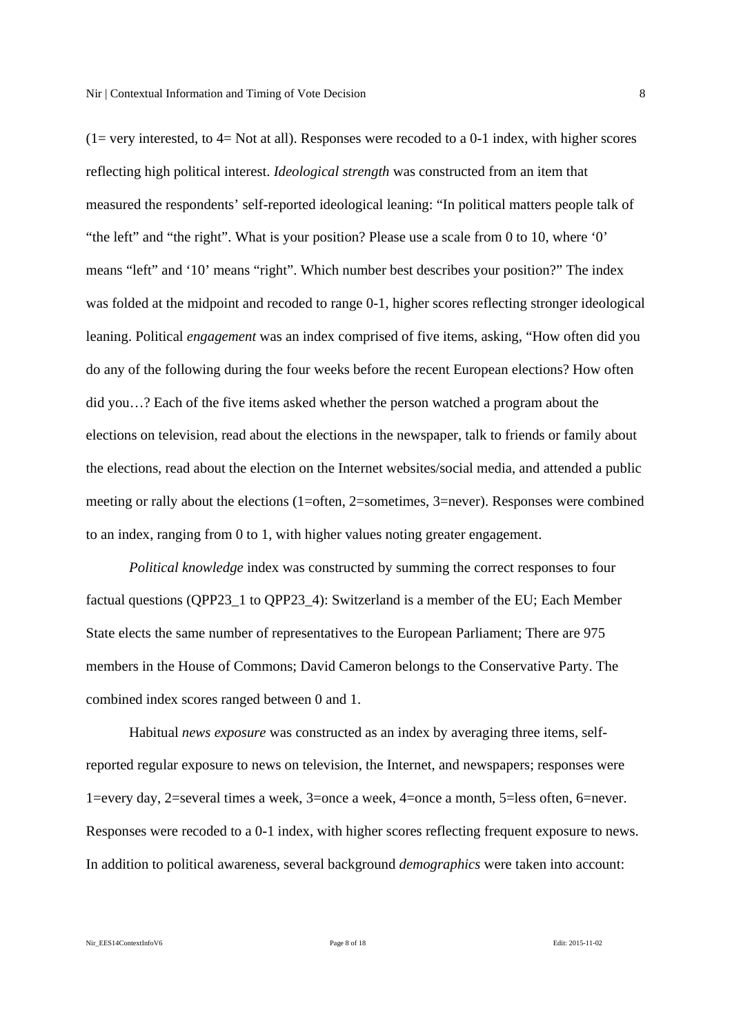(1= very interested, to 4= Not at all). Responses were recoded to a 0-1 index, with higher scores reflecting high political interest. *Ideological strength* was constructed from an item that measured the respondents' self-reported ideological leaning: "In political matters people talk of "the left" and "the right". What is your position? Please use a scale from 0 to 10, where '0' means "left" and '10' means "right". Which number best describes your position?" The index was folded at the midpoint and recoded to range 0-1, higher scores reflecting stronger ideological leaning. Political *engagement* was an index comprised of five items, asking, "How often did you do any of the following during the four weeks before the recent European elections? How often did you…? Each of the five items asked whether the person watched a program about the elections on television, read about the elections in the newspaper, talk to friends or family about the elections, read about the election on the Internet websites/social media, and attended a public meeting or rally about the elections (1=often, 2=sometimes, 3=never). Responses were combined to an index, ranging from 0 to 1, with higher values noting greater engagement.

*Political knowledge* index was constructed by summing the correct responses to four factual questions (QPP23_1 to QPP23_4): Switzerland is a member of the EU; Each Member State elects the same number of representatives to the European Parliament; There are 975 members in the House of Commons; David Cameron belongs to the Conservative Party. The combined index scores ranged between 0 and 1.

Habitual *news exposure* was constructed as an index by averaging three items, self-reported regular exposure to news on television, the Internet, and newspapers; responses were 1=every day, 2=several times a week, 3=once a week, 4=once a month, 5=less often, 6=never. Responses were recoded to a 0-1 index, with higher scores reflecting frequent exposure to news. In addition to political awareness, several background *demographics* were taken into account: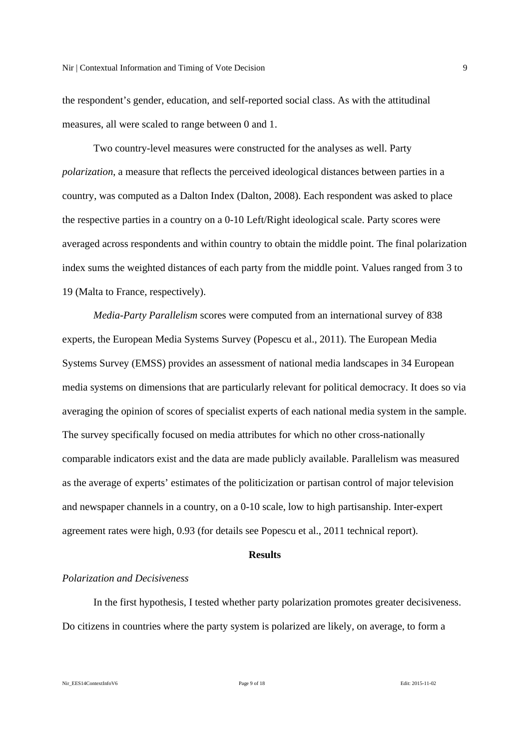the respondent's gender, education, and self-reported social class. As with the attitudinal measures, all were scaled to range between 0 and 1.

Two country-level measures were constructed for the analyses as well. Party *polarization*, a measure that reflects the perceived ideological distances between parties in a country, was computed as a Dalton Index (Dalton, 2008). Each respondent was asked to place the respective parties in a country on a 0-10 Left/Right ideological scale. Party scores were averaged across respondents and within country to obtain the middle point. The final polarization index sums the weighted distances of each party from the middle point. Values ranged from 3 to 19 (Malta to France, respectively).

*Media-Party Parallelism* scores were computed from an international survey of 838 experts, the European Media Systems Survey (Popescu et al., 2011). The European Media Systems Survey (EMSS) provides an assessment of national media landscapes in 34 European media systems on dimensions that are particularly relevant for political democracy. It does so via averaging the opinion of scores of specialist experts of each national media system in the sample. The survey specifically focused on media attributes for which no other cross-nationally comparable indicators exist and the data are made publicly available. Parallelism was measured as the average of experts' estimates of the politicization or partisan control of major television and newspaper channels in a country, on a 0-10 scale, low to high partisanship. Inter-expert agreement rates were high, 0.93 (for details see Popescu et al., 2011 technical report).

## Results

### *Polarization and Decisiveness*

In the first hypothesis, I tested whether party polarization promotes greater decisiveness. Do citizens in countries where the party system is polarized are likely, on average, to form a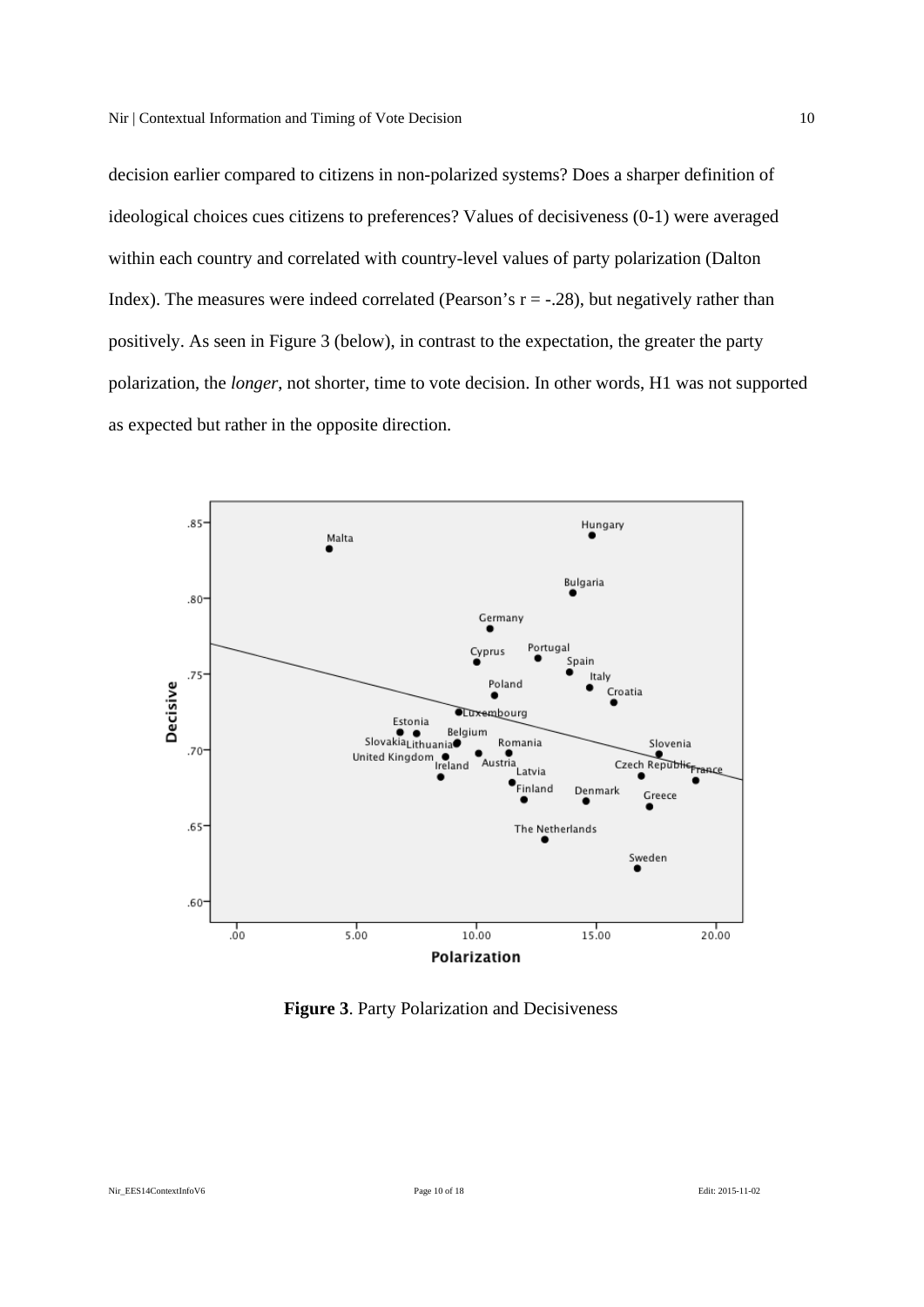decision earlier compared to citizens in non-polarized systems? Does a sharper definition of ideological choices cues citizens to preferences? Values of decisiveness (0-1) were averaged within each country and correlated with country-level values of party polarization (Dalton Index). The measures were indeed correlated (Pearson's r = -.28), but negatively rather than positively. As seen in Figure 3 (below), in contrast to the expectation, the greater the party polarization, the *longer*, not shorter, time to vote decision. In other words, H1 was not supported as expected but rather in the opposite direction.

**Figure 3**. Party Polarization and Decisiveness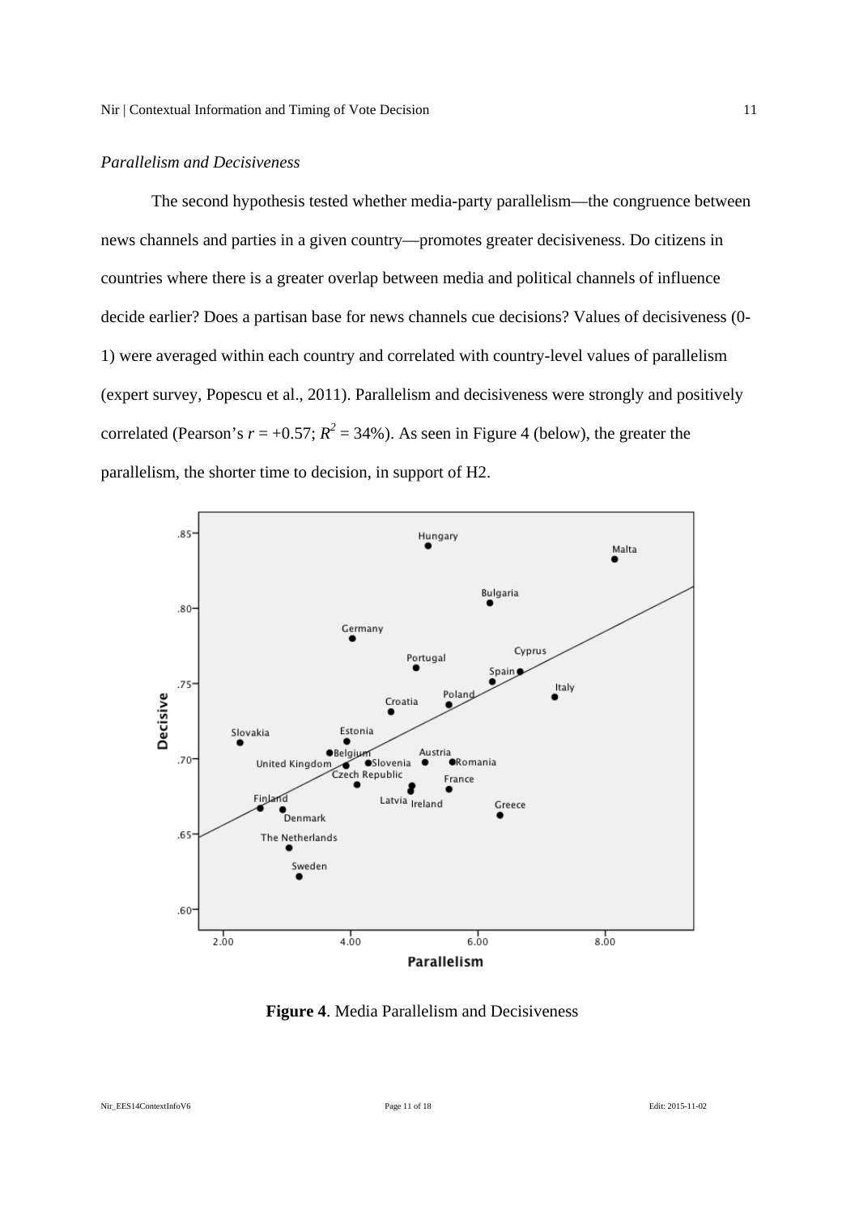*Parallelism and Decisiveness*

The second hypothesis tested whether media-party parallelism—the congruence between news channels and parties in a given country—promotes greater decisiveness. Do citizens in countries where there is a greater overlap between media and political channels of influence decide earlier? Does a partisan base for news channels cue decisions? Values of decisiveness (0-1) were averaged within each country and correlated with country-level values of parallelism (expert survey, Popescu et al., 2011). Parallelism and decisiveness were strongly and positively correlated (Pearson's $r = +0.57$; $R^2 = 34\%$). As seen in Figure 4 (below), the greater the parallelism, the shorter time to decision, in support of H2.

**Figure 4**. Media Parallelism and Decisiveness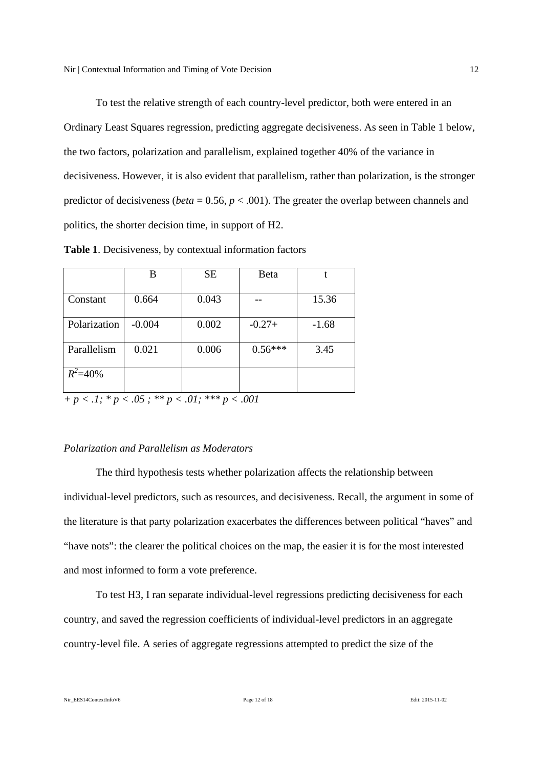To test the relative strength of each country-level predictor, both were entered in an Ordinary Least Squares regression, predicting aggregate decisiveness. As seen in Table 1 below, the two factors, polarization and parallelism, explained together 40% of the variance in decisiveness. However, it is also evident that parallelism, rather than polarization, is the stronger predictor of decisiveness (*beta* = 0.56, $p < .001$). The greater the overlap between channels and politics, the shorter decision time, in support of H2.

**Table 1**. Decisiveness, by contextual information factors

| | B | SE | Beta | t |
|---|---|---|---|---|
| Constant | 0.664 | 0.043 | -- | 15.36 |
| Polarization | -0.004 | 0.002 | -0.27+ | -1.68 |
| Parallelism | 0.021 | 0.006 | 0.56*** | 3.45 |
| $R^2$=40% | | | | |

*+ $p < .1$; * $p < .05$ ; ** $p < .01$; *** $p < .001$*

*Polarization and Parallelism as Moderators*

The third hypothesis tests whether polarization affects the relationship between individual-level predictors, such as resources, and decisiveness. Recall, the argument in some of the literature is that party polarization exacerbates the differences between political "haves" and "have nots": the clearer the political choices on the map, the easier it is for the most interested and most informed to form a vote preference.

To test H3, I ran separate individual-level regressions predicting decisiveness for each country, and saved the regression coefficients of individual-level predictors in an aggregate country-level file. A series of aggregate regressions attempted to predict the size of the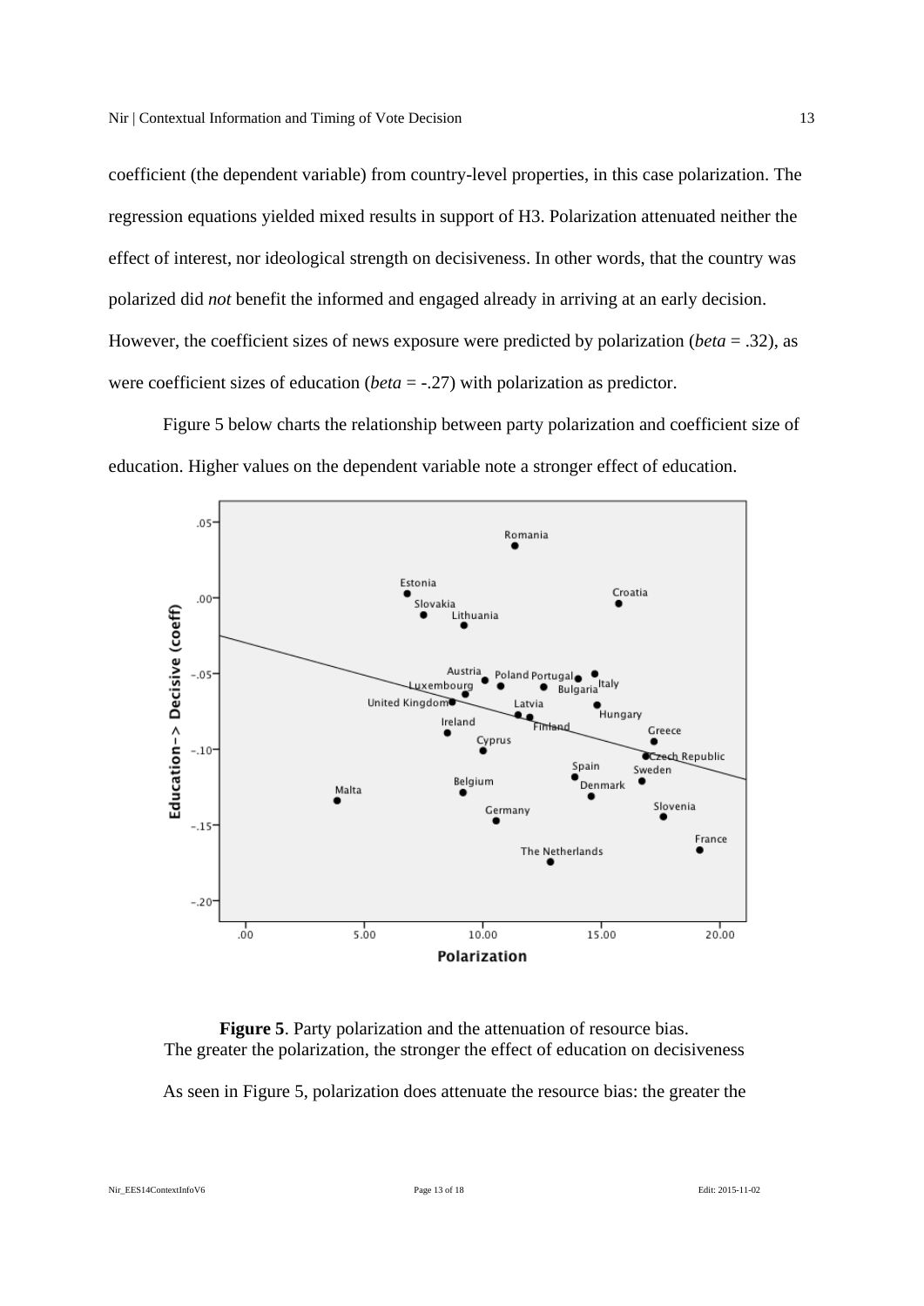coefficient (the dependent variable) from country-level properties, in this case polarization. The regression equations yielded mixed results in support of H3. Polarization attenuated neither the effect of interest, nor ideological strength on decisiveness. In other words, that the country was polarized did *not* benefit the informed and engaged already in arriving at an early decision. However, the coefficient sizes of news exposure were predicted by polarization (*beta* = .32), as were coefficient sizes of education (*beta* = -.27) with polarization as predictor.

Figure 5 below charts the relationship between party polarization and coefficient size of education. Higher values on the dependent variable note a stronger effect of education.

**Figure 5**. Party polarization and the attenuation of resource bias.
The greater the polarization, the stronger the effect of education on decisiveness

As seen in Figure 5, polarization does attenuate the resource bias: the greater the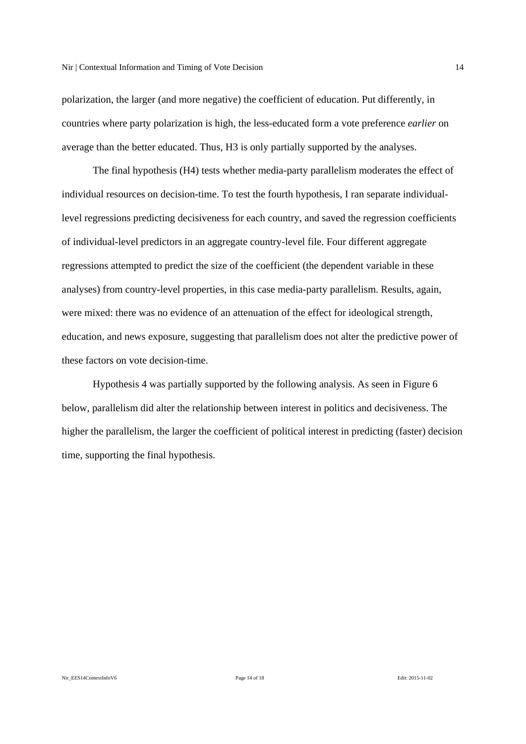polarization, the larger (and more negative) the coefficient of education. Put differently, in countries where party polarization is high, the less-educated form a vote preference *earlier* on average than the better educated. Thus, H3 is only partially supported by the analyses.

The final hypothesis (H4) tests whether media-party parallelism moderates the effect of individual resources on decision-time. To test the fourth hypothesis, I ran separate individual-level regressions predicting decisiveness for each country, and saved the regression coefficients of individual-level predictors in an aggregate country-level file. Four different aggregate regressions attempted to predict the size of the coefficient (the dependent variable in these analyses) from country-level properties, in this case media-party parallelism. Results, again, were mixed: there was no evidence of an attenuation of the effect for ideological strength, education, and news exposure, suggesting that parallelism does not alter the predictive power of these factors on vote decision-time.

Hypothesis 4 was partially supported by the following analysis. As seen in Figure 6 below, parallelism did alter the relationship between interest in politics and decisiveness. The higher the parallelism, the larger the coefficient of political interest in predicting (faster) decision time, supporting the final hypothesis.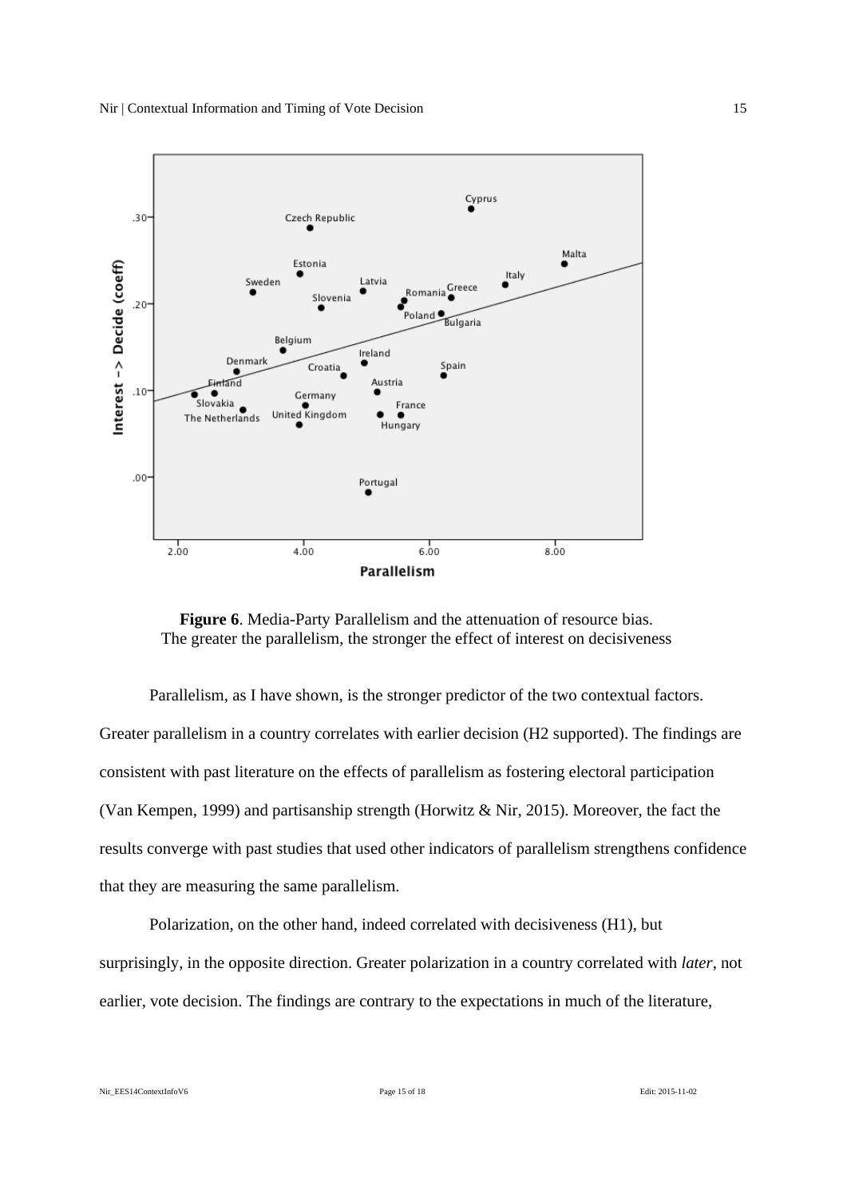**Figure 6**. Media-Party Parallelism and the attenuation of resource bias.
The greater the parallelism, the stronger the effect of interest on decisiveness

Parallelism, as I have shown, is the stronger predictor of the two contextual factors. Greater parallelism in a country correlates with earlier decision (H2 supported). The findings are consistent with past literature on the effects of parallelism as fostering electoral participation (Van Kempen, 1999) and partisanship strength (Horwitz & Nir, 2015). Moreover, the fact the results converge with past studies that used other indicators of parallelism strengthens confidence that they are measuring the same parallelism.

Polarization, on the other hand, indeed correlated with decisiveness (H1), but surprisingly, in the opposite direction. Greater polarization in a country correlated with *later*, not earlier, vote decision. The findings are contrary to the expectations in much of the literature,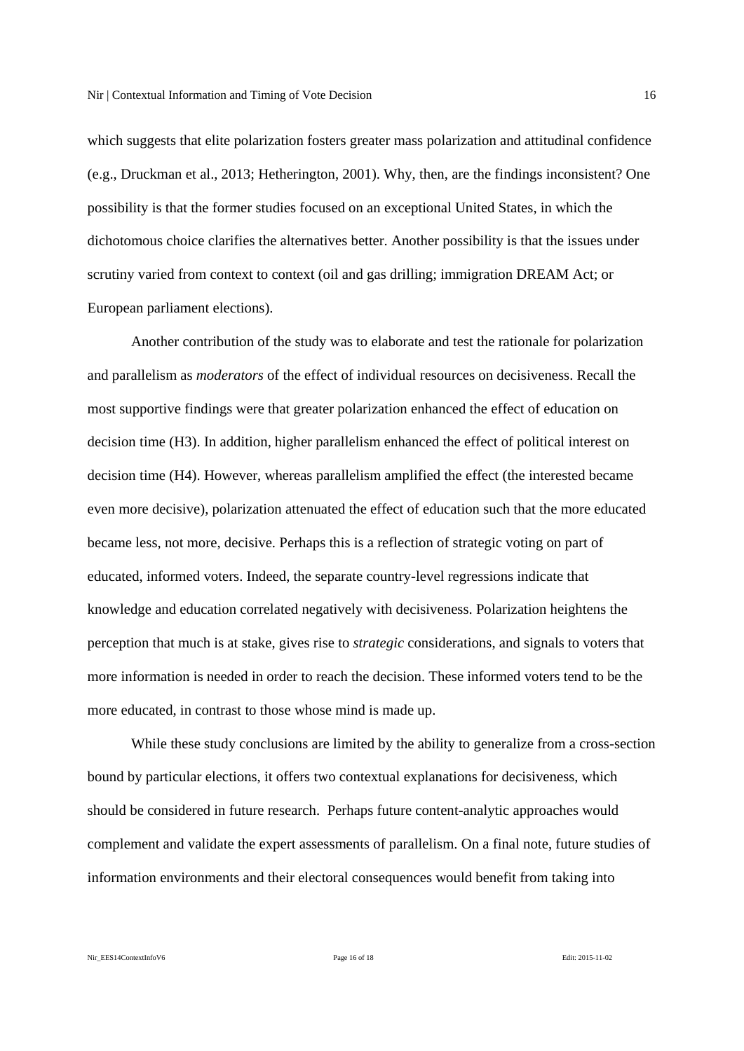which suggests that elite polarization fosters greater mass polarization and attitudinal confidence (e.g., Druckman et al., 2013; Hetherington, 2001). Why, then, are the findings inconsistent? One possibility is that the former studies focused on an exceptional United States, in which the dichotomous choice clarifies the alternatives better. Another possibility is that the issues under scrutiny varied from context to context (oil and gas drilling; immigration DREAM Act; or European parliament elections).

Another contribution of the study was to elaborate and test the rationale for polarization and parallelism as *moderators* of the effect of individual resources on decisiveness. Recall the most supportive findings were that greater polarization enhanced the effect of education on decision time (H3). In addition, higher parallelism enhanced the effect of political interest on decision time (H4). However, whereas parallelism amplified the effect (the interested became even more decisive), polarization attenuated the effect of education such that the more educated became less, not more, decisive. Perhaps this is a reflection of strategic voting on part of educated, informed voters. Indeed, the separate country-level regressions indicate that knowledge and education correlated negatively with decisiveness. Polarization heightens the perception that much is at stake, gives rise to *strategic* considerations, and signals to voters that more information is needed in order to reach the decision. These informed voters tend to be the more educated, in contrast to those whose mind is made up.

While these study conclusions are limited by the ability to generalize from a cross-section bound by particular elections, it offers two contextual explanations for decisiveness, which should be considered in future research. Perhaps future content-analytic approaches would complement and validate the expert assessments of parallelism. On a final note, future studies of information environments and their electoral consequences would benefit from taking into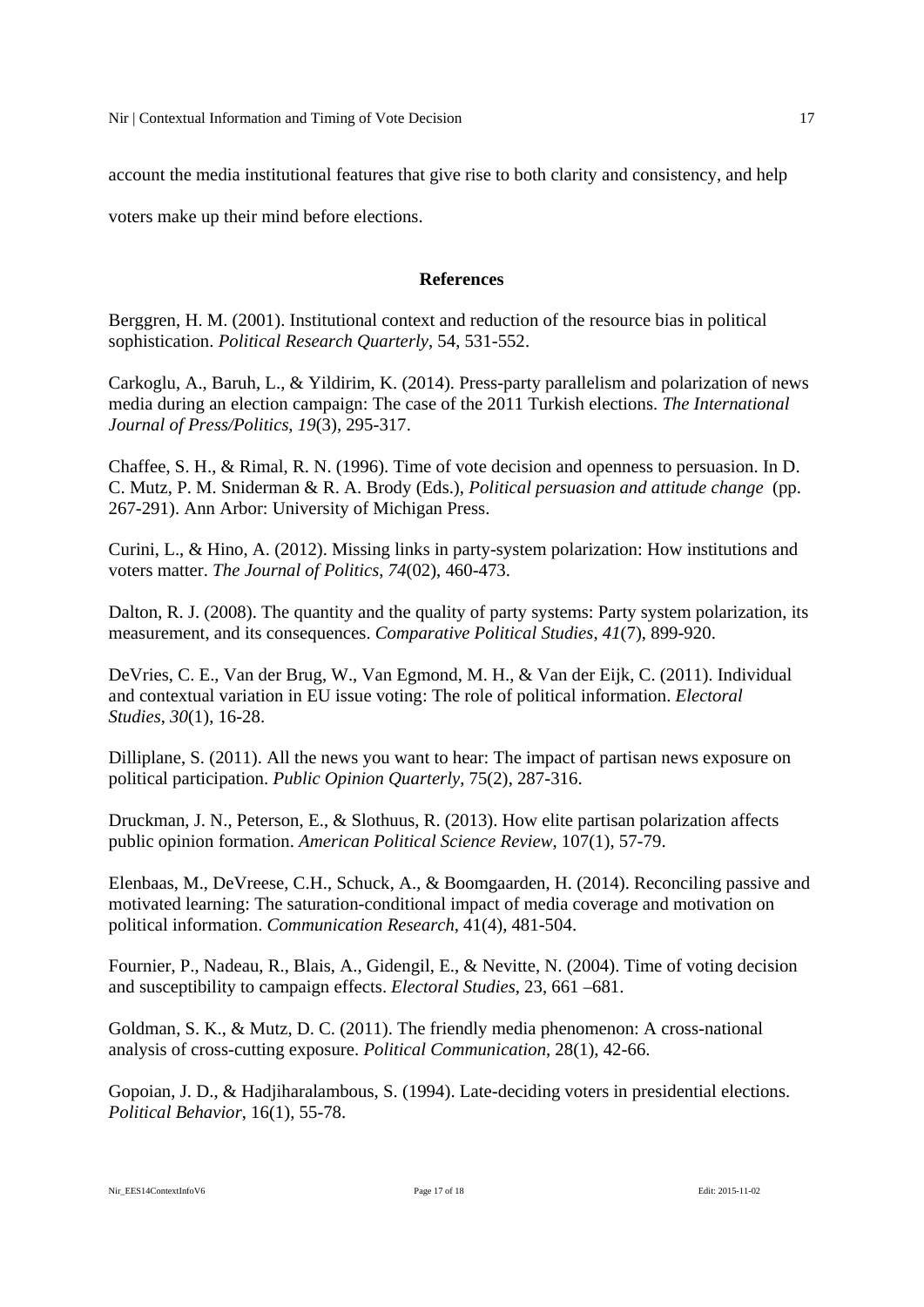account the media institutional features that give rise to both clarity and consistency, and help voters make up their mind before elections.

## References

Berggren, H. M. (2001). Institutional context and reduction of the resource bias in political sophistication. *Political Research Quarterly*, 54, 531-552.

Carkoglu, A., Baruh, L., & Yildirim, K. (2014). Press-party parallelism and polarization of news media during an election campaign: The case of the 2011 Turkish elections. *The International Journal of Press/Politics*, *19*(3), 295-317.

Chaffee, S. H., & Rimal, R. N. (1996). Time of vote decision and openness to persuasion. In D. C. Mutz, P. M. Sniderman & R. A. Brody (Eds.), *Political persuasion and attitude change* (pp. 267-291). Ann Arbor: University of Michigan Press.

Curini, L., & Hino, A. (2012). Missing links in party-system polarization: How institutions and voters matter. *The Journal of Politics*, *74*(02), 460-473.

Dalton, R. J. (2008). The quantity and the quality of party systems: Party system polarization, its measurement, and its consequences. *Comparative Political Studies*, *41*(7), 899-920.

DeVries, C. E., Van der Brug, W., Van Egmond, M. H., & Van der Eijk, C. (2011). Individual and contextual variation in EU issue voting: The role of political information. *Electoral Studies*, *30*(1), 16-28.

Dilliplane, S. (2011). All the news you want to hear: The impact of partisan news exposure on political participation. *Public Opinion Quarterly*, 75(2), 287-316.

Druckman, J. N., Peterson, E., & Slothuus, R. (2013). How elite partisan polarization affects public opinion formation. *American Political Science Review*, 107(1), 57-79.

Elenbaas, M., DeVreese, C.H., Schuck, A., & Boomgaarden, H. (2014). Reconciling passive and motivated learning: The saturation-conditional impact of media coverage and motivation on political information. *Communication Research*, 41(4), 481-504.

Fournier, P., Nadeau, R., Blais, A., Gidengil, E., & Nevitte, N. (2004). Time of voting decision and susceptibility to campaign effects. *Electoral Studies*, 23, 661 –681.

Goldman, S. K., & Mutz, D. C. (2011). The friendly media phenomenon: A cross-national analysis of cross-cutting exposure. *Political Communication*, 28(1), 42-66.

Gopoian, J. D., & Hadjiharalambous, S. (1994). Late-deciding voters in presidential elections. *Political Behavior*, 16(1), 55-78.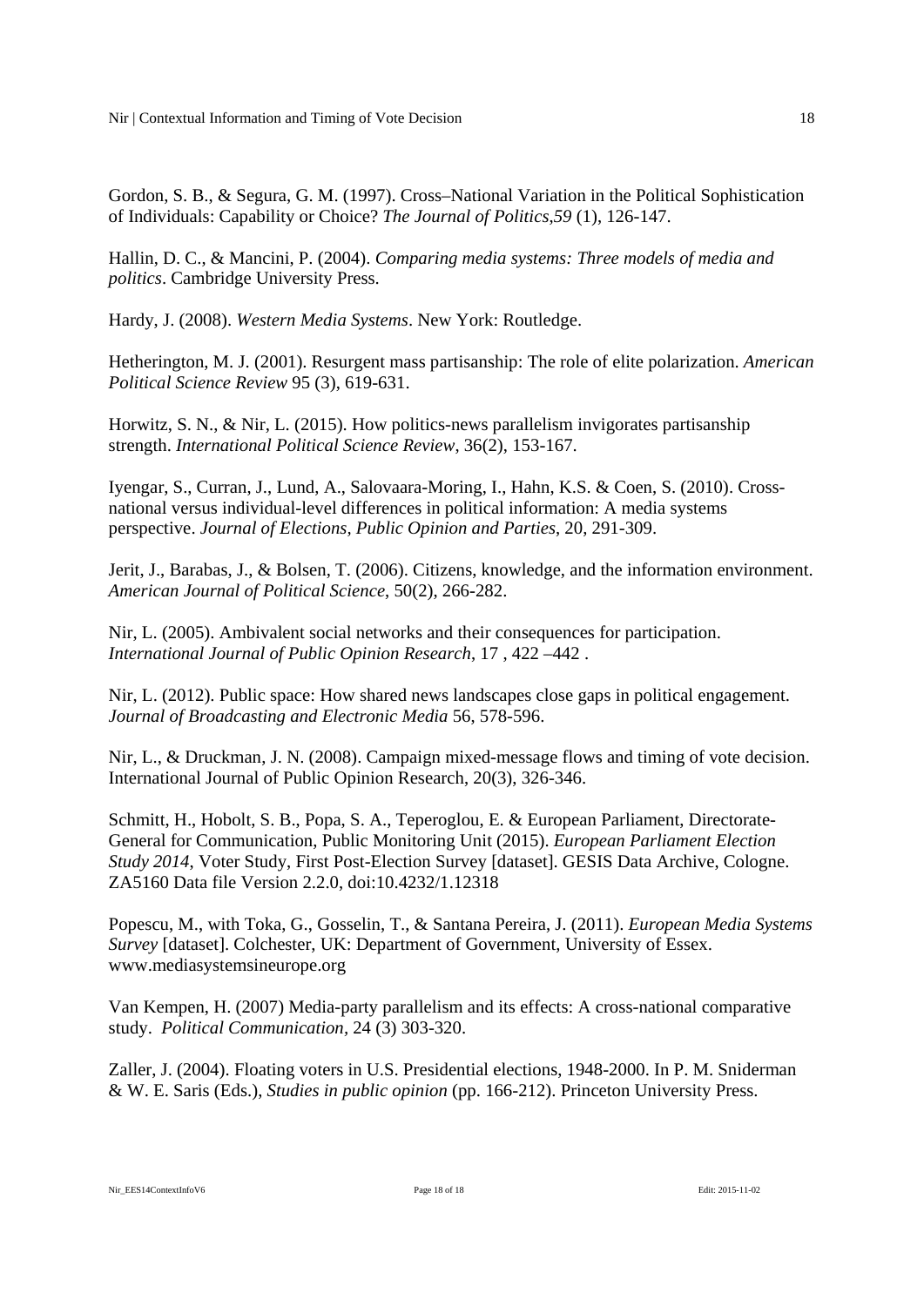Gordon, S. B., & Segura, G. M. (1997). Cross–National Variation in the Political Sophistication of Individuals: Capability or Choice? *The Journal of Politics,59* (1), 126-147.

Hallin, D. C., & Mancini, P. (2004). *Comparing media systems: Three models of media and politics*. Cambridge University Press.

Hardy, J. (2008). *Western Media Systems*. New York: Routledge.

Hetherington, M. J. (2001). Resurgent mass partisanship: The role of elite polarization. *American Political Science Review* 95 (3), 619-631.

Horwitz, S. N., & Nir, L. (2015). How politics-news parallelism invigorates partisanship strength. *International Political Science Review*, 36(2), 153-167.

Iyengar, S., Curran, J., Lund, A., Salovaara-Moring, I., Hahn, K.S. & Coen, S. (2010). Cross-national versus individual-level differences in political information: A media systems perspective. *Journal of Elections, Public Opinion and Parties*, 20, 291-309.

Jerit, J., Barabas, J., & Bolsen, T. (2006). Citizens, knowledge, and the information environment. *American Journal of Political Science*, 50(2), 266-282.

Nir, L. (2005). Ambivalent social networks and their consequences for participation. *International Journal of Public Opinion Research*, 17 , 422 –442 .

Nir, L. (2012). Public space: How shared news landscapes close gaps in political engagement. *Journal of Broadcasting and Electronic Media* 56, 578-596.

Nir, L., & Druckman, J. N. (2008). Campaign mixed-message flows and timing of vote decision. International Journal of Public Opinion Research, 20(3), 326-346.

Schmitt, H., Hobolt, S. B., Popa, S. A., Teperoglou, E. & European Parliament, Directorate-General for Communication, Public Monitoring Unit (2015). *European Parliament Election Study 2014*, Voter Study, First Post-Election Survey [dataset]. GESIS Data Archive, Cologne. ZA5160 Data file Version 2.2.0, doi:10.4232/1.12318

Popescu, M., with Toka, G., Gosselin, T., & Santana Pereira, J. (2011). *European Media Systems Survey* [dataset]. Colchester, UK: Department of Government, University of Essex. www.mediasystemsineurope.org

Van Kempen, H. (2007) Media-party parallelism and its effects: A cross-national comparative study. *Political Communication*, 24 (3) 303-320.

Zaller, J. (2004). Floating voters in U.S. Presidential elections, 1948-2000. In P. M. Sniderman & W. E. Saris (Eds.), *Studies in public opinion* (pp. 166-212). Princeton University Press.